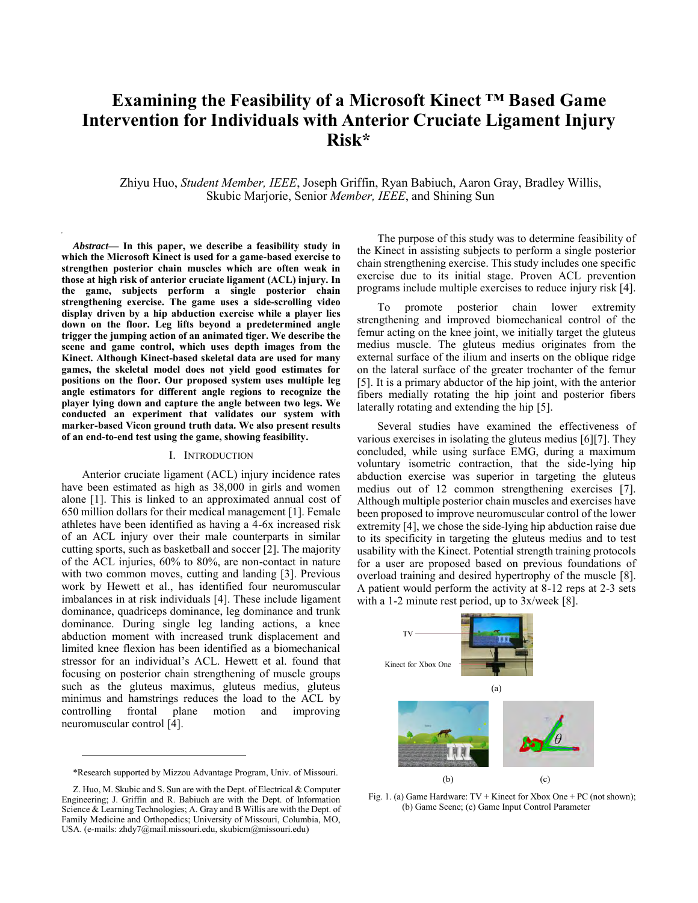# Examining the Feasibility of a Microsoft Kinect ™ Based Game Intervention for Individuals with Anterior Cruciate Ligament Injury Risk*

Zhiyu Huo, *Student Member, IEEE*, Joseph Griffin, Ryan Babiuch, Aaron Gray, Bradley Willis, Skubic Marjorie, Senior *Member, IEEE*, and Shining Sun

***Abstract*— In this paper, we describe a feasibility study in which the Microsoft Kinect is used for a game-based exercise to strengthen posterior chain muscles which are often weak in those at high risk of anterior cruciate ligament (ACL) injury. In the game, subjects perform a single posterior chain strengthening exercise. The game uses a side-scrolling video display driven by a hip abduction exercise while a player lies down on the floor. Leg lifts beyond a predetermined angle trigger the jumping action of an animated tiger. We describe the scene and game control, which uses depth images from the Kinect. Although Kinect-based skeletal data are used for many games, the skeletal model does not yield good estimates for positions on the floor. Our proposed system uses multiple leg angle estimators for different angle regions to recognize the player lying down and capture the angle between two legs. We conducted an experiment that validates our system with marker-based Vicon ground truth data. We also present results of an end-to-end test using the game, showing feasibility.**

## I. Introduction

Anterior cruciate ligament (ACL) injury incidence rates have been estimated as high as 38,000 in girls and women alone [1]. This is linked to an approximated annual cost of 650 million dollars for their medical management [1]. Female athletes have been identified as having a 4-6x increased risk of an ACL injury over their male counterparts in similar cutting sports, such as basketball and soccer [2]. The majority of the ACL injuries, 60% to 80%, are non-contact in nature with two common moves, cutting and landing [3]. Previous work by Hewett et al., has identified four neuromuscular imbalances in at risk individuals [4]. These include ligament dominance, quadriceps dominance, leg dominance and trunk dominance. During single leg landing actions, a knee abduction moment with increased trunk displacement and limited knee flexion has been identified as a biomechanical stressor for an individual's ACL. Hewett et al. found that focusing on posterior chain strengthening of muscle groups such as the gluteus maximus, gluteus medius, gluteus minimus and hamstrings reduces the load to the ACL by controlling frontal plane motion and improving neuromuscular control [4].

The purpose of this study was to determine feasibility of the Kinect in assisting subjects to perform a single posterior chain strengthening exercise. This study includes one specific exercise due to its initial stage. Proven ACL prevention programs include multiple exercises to reduce injury risk [4].

To promote posterior chain lower extremity strengthening and improved biomechanical control of the femur acting on the knee joint, we initially target the gluteus medius muscle. The gluteus medius originates from the external surface of the ilium and inserts on the oblique ridge on the lateral surface of the greater trochanter of the femur [5]. It is a primary abductor of the hip joint, with the anterior fibers medially rotating the hip joint and posterior fibers laterally rotating and extending the hip [5].

Several studies have examined the effectiveness of various exercises in isolating the gluteus medius [6][7]. They concluded, while using surface EMG, during a maximum voluntary isometric contraction, that the side-lying hip abduction exercise was superior in targeting the gluteus medius out of 12 common strengthening exercises [7]. Although multiple posterior chain muscles and exercises have been proposed to improve neuromuscular control of the lower extremity [4], we chose the side-lying hip abduction raise due to its specificity in targeting the gluteus medius and to test usability with the Kinect. Potential strength training protocols for a user are proposed based on previous foundations of overload training and desired hypertrophy of the muscle [8]. A patient would perform the activity at 8-12 reps at 2-3 sets with a 1-2 minute rest period, up to 3x/week [8].

Fig. 1. (a) Game Hardware: TV + Kinect for Xbox One + PC (not shown); (b) Game Scene; (c) Game Input Control Parameter

*Research supported by Mizzou Advantage Program, Univ. of Missouri.

Z. Huo, M. Skubic and S. Sun are with the Dept. of Electrical & Computer Engineering; J. Griffin and R. Babiuch are with the Dept. of Information Science & Learning Technologies; A. Gray and B Willis are with the Dept. of Family Medicine and Orthopedics; University of Missouri, Columbia, MO, USA. (e-mails: zhdy7@mail.missouri.edu, skubicm@missouri.edu)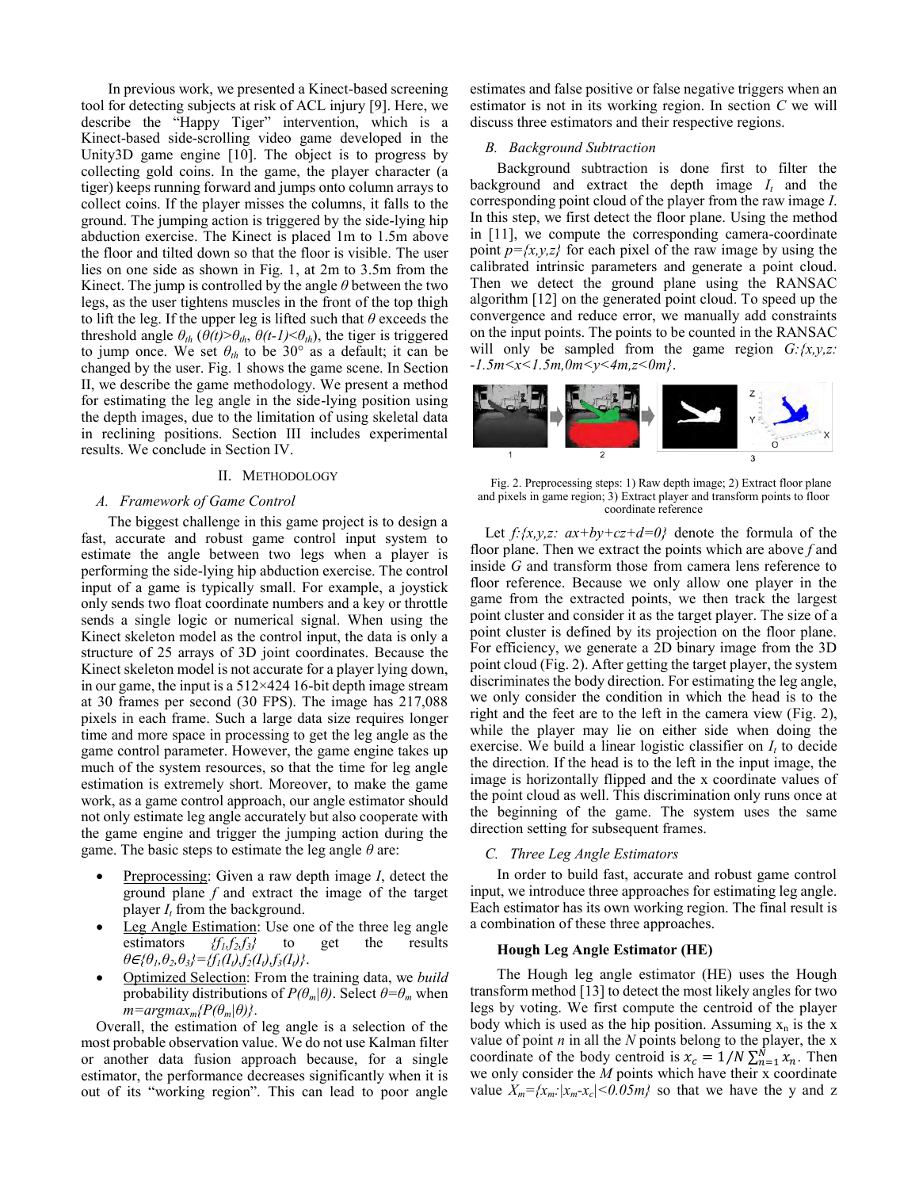In previous work, we presented a Kinect-based screening tool for detecting subjects at risk of ACL injury [9]. Here, we describe the "Happy Tiger" intervention, which is a Kinect-based side-scrolling video game developed in the Unity3D game engine [10]. The object is to progress by collecting gold coins. In the game, the player character (a tiger) keeps running forward and jumps onto column arrays to collect coins. If the player misses the columns, it falls to the ground. The jumping action is triggered by the side-lying hip abduction exercise. The Kinect is placed 1m to 1.5m above the floor and tilted down so that the floor is visible. The user lies on one side as shown in Fig. 1, at 2m to 3.5m from the Kinect. The jump is controlled by the angle $\theta$ between the two legs, as the user tightens muscles in the front of the top thigh to lift the leg. If the upper leg is lifted such that $\theta$ exceeds the threshold angle $\theta_{th}$ ($\theta(t)>\theta_{th}$, $\theta(t-1)<\theta_{th}$), the tiger is triggered to jump once. We set $\theta_{th}$ to be 30° as a default; it can be changed by the user. Fig. 1 shows the game scene. In Section II, we describe the game methodology. We present a method for estimating the leg angle in the side-lying position using the depth images, due to the limitation of using skeletal data in reclining positions. Section III includes experimental results. We conclude in Section IV.

## II. Methodology

### *A. Framework of Game Control*

The biggest challenge in this game project is to design a fast, accurate and robust game control input system to estimate the angle between two legs when a player is performing the side-lying hip abduction exercise. The control input of a game is typically small. For example, a joystick only sends two float coordinate numbers and a key or throttle sends a single logic or numerical signal. When using the Kinect skeleton model as the control input, the data is only a structure of 25 arrays of 3D joint coordinates. Because the Kinect skeleton model is not accurate for a player lying down, in our game, the input is a 512×424 16-bit depth image stream at 30 frames per second (30 FPS). The image has 217,088 pixels in each frame. Such a large data size requires longer time and more space in processing to get the leg angle as the game control parameter. However, the game engine takes up much of the system resources, so that the time for leg angle estimation is extremely short. Moreover, to make the game work, as a game control approach, our angle estimator should not only estimate leg angle accurately but also cooperate with the game engine and trigger the jumping action during the game. The basic steps to estimate the leg angle $\theta$ are:

- Preprocessing: Given a raw depth image $I$, detect the ground plane $f$ and extract the image of the target player $I_t$ from the background.
- Leg Angle Estimation: Use one of the three leg angle estimators $\{f_1,f_2,f_3\}$ to get the results $\theta\in\{\theta_1,\theta_2,\theta_3\}=\{f_1(I_t),f_2(I_t),f_3(I_t)\}$.
- Optimized Selection: From the training data, we *build* probability distributions of $P(\theta_m|\theta)$. Select $\theta=\theta_m$ when $m=\operatorname{argmax}_m\{P(\theta_m|\theta)\}$.

Overall, the estimation of leg angle is a selection of the most probable observation value. We do not use Kalman filter or another data fusion approach because, for a single estimator, the performance decreases significantly when it is out of its "working region". This can lead to poor angle estimates and false positive or false negative triggers when an estimator is not in its working region. In section *C* we will discuss three estimators and their respective regions.

### *B. Background Subtraction*

Background subtraction is done first to filter the background and extract the depth image $I_t$ and the corresponding point cloud of the player from the raw image $I$. In this step, we first detect the floor plane. Using the method in [11], we compute the corresponding camera-coordinate point $p=\{x,y,z\}$ for each pixel of the raw image by using the calibrated intrinsic parameters and generate a point cloud. Then we detect the ground plane using the RANSAC algorithm [12] on the generated point cloud. To speed up the convergence and reduce error, we manually add constraints on the input points. The points to be counted in the RANSAC will only be sampled from the game region $G:\{x,y,z: -1.5m<x<1.5m, 0m<y<4m, z<0m\}$.

Fig. 2. Preprocessing steps: 1) Raw depth image; 2) Extract floor plane and pixels in game region; 3) Extract player and transform points to floor coordinate reference

Let $f:\{x,y,z: ax+by+cz+d=0\}$ denote the formula of the floor plane. Then we extract the points which are above $f$ and inside $G$ and transform those from camera lens reference to floor reference. Because we only allow one player in the game from the extracted points, we then track the largest point cluster and consider it as the target player. The size of a point cluster is defined by its projection on the floor plane. For efficiency, we generate a 2D binary image from the 3D point cloud (Fig. 2). After getting the target player, the system discriminates the body direction. For estimating the leg angle, we only consider the condition in which the head is to the right and the feet are to the left in the camera view (Fig. 2), while the player may lie on either side when doing the exercise. We build a linear logistic classifier on $I_t$ to decide the direction. If the head is to the left in the input image, the image is horizontally flipped and the x coordinate values of the point cloud as well. This discrimination only runs once at the beginning of the game. The system uses the same direction setting for subsequent frames.

### *C. Three Leg Angle Estimators*

In order to build fast, accurate and robust game control input, we introduce three approaches for estimating leg angle. Each estimator has its own working region. The final result is a combination of these three approaches.

**Hough Leg Angle Estimator (HE)**

The Hough leg angle estimator (HE) uses the Hough transform method [13] to detect the most likely angles for two legs by voting. We first compute the centroid of the player body which is used as the hip position. Assuming $x_n$ is the x value of point $n$ in all the $N$ points belong to the player, the x coordinate of the body centroid is $x_c = 1/N\sum_{n=1}^{N} x_n$. Then we only consider the $M$ points which have their x coordinate value $X_m=\{x_m: |x_m-x_c|<0.05m\}$ so that we have the y and z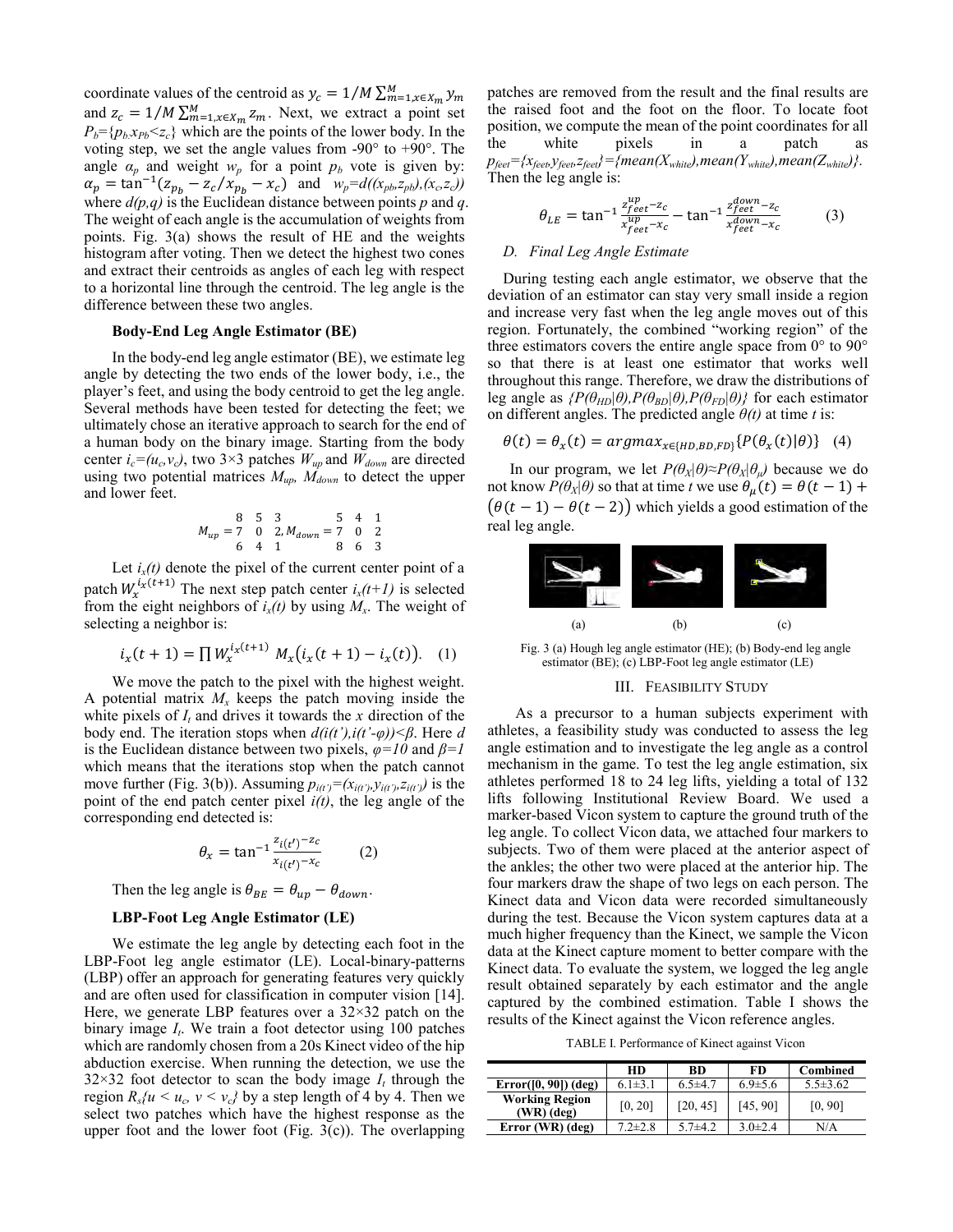coordinate values of the centroid as $y_c = 1/M \sum_{m=1,x\in X_m}^{M} y_m$ and $z_c = 1/M \sum_{m=1,x\in X_m}^{M} z_m$. Next, we extract a point set $P_b=\{p_b, x_{Pb}<z_c\}$ which are the points of the lower body. In the voting step, we set the angle values from -90° to +90°. The angle $\alpha_p$ and weight $w_p$ for a point $p_b$ vote is given by: $\alpha_p = \tan^{-1}(z_{p_b} - z_c / x_{p_b} - x_c)$ and $w_p=d((x_{pb},z_{pb}),(x_c,z_c))$ where $d(p,q)$ is the Euclidean distance between points $p$ and $q$. The weight of each angle is the accumulation of weights from points. Fig. 3(a) shows the result of HE and the weights histogram after voting. Then we detect the highest two cones and extract their centroids as angles of each leg with respect to a horizontal line through the centroid. The leg angle is the difference between these two angles.

**Body-End Leg Angle Estimator (BE)**

In the body-end leg angle estimator (BE), we estimate leg angle by detecting the two ends of the lower body, i.e., the player's feet, and using the body centroid to get the leg angle. Several methods have been tested for detecting the feet; we ultimately chose an iterative approach to search for the end of a human body on the binary image. Starting from the body center $i_c=(u_c,v_c)$, two 3×3 patches $W_{up}$ and $W_{down}$ are directed using two potential matrices $M_{up}$, $M_{down}$ to detect the upper and lower feet.

$$M_{up} = \begin{matrix} 8 & 5 & 3 \\ 7 & 0 & 2 \\ 6 & 4 & 1 \end{matrix}, M_{down} = \begin{matrix} 5 & 4 & 1 \\ 7 & 0 & 2 \\ 8 & 6 & 3 \end{matrix}$$

Let $i_x(t)$ denote the pixel of the current center point of a patch $W_x^{i_x(t+1)}$ The next step patch center $i_x(t+1)$ is selected from the eight neighbors of $i_x(t)$ by using $M_x$. The weight of selecting a neighbor is:

$$i_x(t+1) = \prod W_x^{i_x(t+1)} \; M_x\big(i_x(t+1) - i_x(t)\big). \quad (1)$$

We move the patch to the pixel with the highest weight. A potential matrix $M_x$ keeps the patch moving inside the white pixels of $I_t$ and drives it towards the $x$ direction of the body end. The iteration stops when $d(i(t'),i(t'-\varphi))<\beta$. Here $d$ is the Euclidean distance between two pixels, $\varphi=10$ and $\beta=1$ which means that the iterations stop when the patch cannot move further (Fig. 3(b)). Assuming $p_{i(t')}=(x_{i(t')},y_{i(t')},z_{i(t')})$ is the point of the end patch center pixel $i(t)$, the leg angle of the corresponding end detected is:

$$\theta_x = \tan^{-1}\frac{z_{i(t')}-z_c}{x_{i(t')}-x_c} \qquad (2)$$

Then the leg angle is $\theta_{BE} = \theta_{up} - \theta_{down}$.

**LBP-Foot Leg Angle Estimator (LE)**

We estimate the leg angle by detecting each foot in the LBP-Foot leg angle estimator (LE). Local-binary-patterns (LBP) offer an approach for generating features very quickly and are often used for classification in computer vision [14]. Here, we generate LBP features over a 32×32 patch on the binary image $I_t$. We train a foot detector using 100 patches which are randomly chosen from a 20s Kinect video of the hip abduction exercise. When running the detection, we use the 32×32 foot detector to scan the body image $I_t$ through the region $R_s\{u < u_c, v < v_c\}$ by a step length of 4 by 4. Then we select two patches which have the highest response as the upper foot and the lower foot (Fig. 3(c)). The overlapping patches are removed from the result and the final results are the raised foot and the foot on the floor. To locate foot position, we compute the mean of the point coordinates for all the white pixels in a patch as $p_{feet}=\{x_{feet},y_{feet},z_{feet}\}=\{mean(X_{white}),mean(Y_{white}),mean(Z_{white})\}$. Then the leg angle is:

$$\theta_{LE} = \tan^{-1}\frac{z_{feet}^{up}-z_c}{x_{feet}^{up}-x_c} - \tan^{-1}\frac{z_{feet}^{down}-z_c}{x_{feet}^{down}-x_c} \qquad (3)$$

### D. Final Leg Angle Estimate

During testing each angle estimator, we observe that the deviation of an estimator can stay very small inside a region and increase very fast when the leg angle moves out of this region. Fortunately, the combined "working region" of the three estimators covers the entire angle space from 0° to 90° so that there is at least one estimator that works well throughout this range. Therefore, we draw the distributions of leg angle as $\{P(\theta_{HD}|\theta),P(\theta_{BD}|\theta),P(\theta_{FD}|\theta)\}$ for each estimator on different angles. The predicted angle $\theta(t)$ at time $t$ is:

$$\theta(t) = \theta_x(t) = argmax_{x\in\{HD,BD,FD\}}\{P(\theta_x(t)|\theta)\} \quad (4)$$

In our program, we let $P(\theta_X|\theta)\approx P(\theta_X|\theta_\mu)$ because we do not know $P(\theta_X|\theta)$ so that at time $t$ we use $\theta_\mu(t) = \theta(t-1) + \big(\theta(t-1) - \theta(t-2)\big)$ which yields a good estimation of the real leg angle.

(a) (b) (c)

Fig. 3 (a) Hough leg angle estimator (HE); (b) Body-end leg angle estimator (BE); (c) LBP-Foot leg angle estimator (LE)

## III. Feasibility Study

As a precursor to a human subjects experiment with athletes, a feasibility study was conducted to assess the leg angle estimation and to investigate the leg angle as a control mechanism in the game. To test the leg angle estimation, six athletes performed 18 to 24 leg lifts, yielding a total of 132 lifts following Institutional Review Board. We used a marker-based Vicon system to capture the ground truth of the leg angle. To collect Vicon data, we attached four markers to subjects. Two of them were placed at the anterior aspect of the ankles; the other two were placed at the anterior hip. The four markers draw the shape of two legs on each person. The Kinect data and Vicon data were recorded simultaneously during the test. Because the Vicon system captures data at a much higher frequency than the Kinect, we sample the Vicon data at the Kinect capture moment to better compare with the Kinect data. To evaluate the system, we logged the leg angle result obtained separately by each estimator and the angle captured by the combined estimation. Table I shows the results of the Kinect against the Vicon reference angles.

TABLE I. Performance of Kinect against Vicon

| | HD | BD | FD | Combined |
|---|---|---|---|---|
| **Error([0, 90]) (deg)** | 6.1±3.1 | 6.5±4.7 | 6.9±5.6 | 5.5±3.62 |
| **Working Region (WR) (deg)** | [0, 20] | [20, 45] | [45, 90] | [0, 90] |
| **Error (WR) (deg)** | 7.2±2.8 | 5.7±4.2 | 3.0±2.4 | N/A |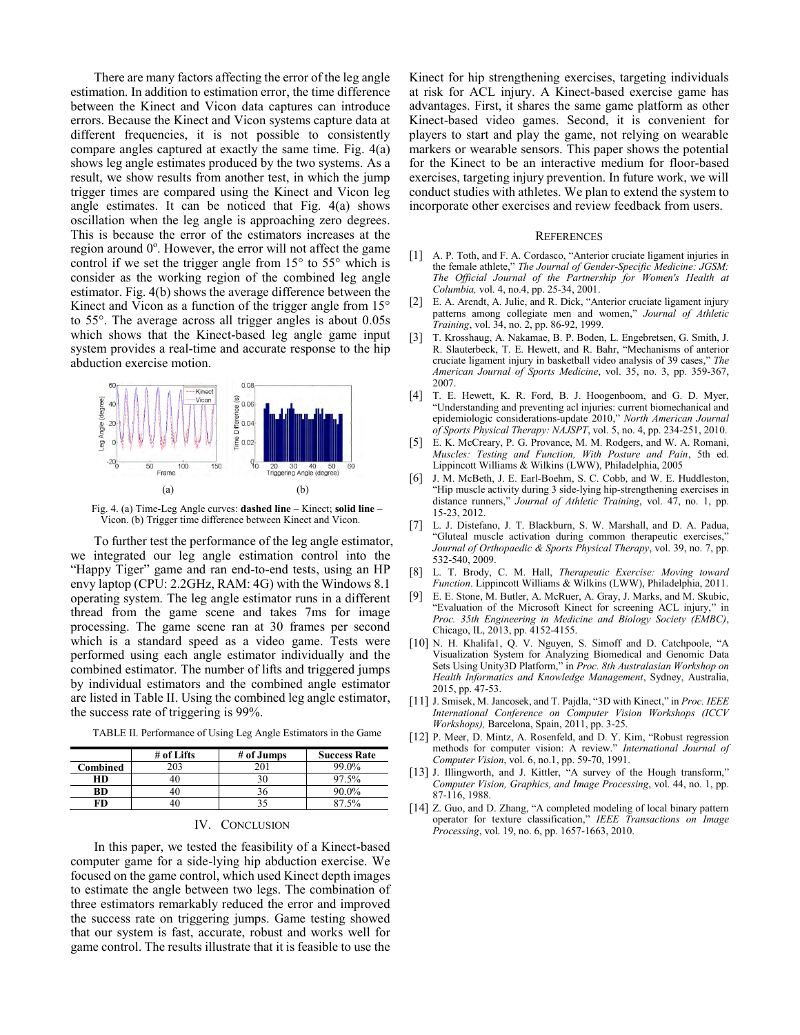There are many factors affecting the error of the leg angle estimation. In addition to estimation error, the time difference between the Kinect and Vicon data captures can introduce errors. Because the Kinect and Vicon systems capture data at different frequencies, it is not possible to consistently compare angles captured at exactly the same time. Fig. 4(a) shows leg angle estimates produced by the two systems. As a result, we show results from another test, in which the jump trigger times are compared using the Kinect and Vicon leg angle estimates. It can be noticed that Fig. 4(a) shows oscillation when the leg angle is approaching zero degrees. This is because the error of the estimators increases at the region around $0^o$. However, the error will not affect the game control if we set the trigger angle from 15° to 55° which is consider as the working region of the combined leg angle estimator. Fig. 4(b) shows the average difference between the Kinect and Vicon as a function of the trigger angle from 15° to 55°. The average across all trigger angles is about 0.05s which shows that the Kinect-based leg angle game input system provides a real-time and accurate response to the hip abduction exercise motion.

60
40
20
0
-20
Leg Angle (degree)
0 50 100 150
Frame
Kinect
Vicon

0.08
0.06
0.04
0.02
0
Time Difference (s)
10 20 30 40 50 60
Triggering Angle (degree)

(a) (b)

Fig. 4. (a) Time-Leg Angle curves: **dashed line** – Kinect; **solid line** – Vicon. (b) Trigger time difference between Kinect and Vicon.

To further test the performance of the leg angle estimator, we integrated our leg angle estimation control into the "Happy Tiger" game and ran end-to-end tests, using an HP envy laptop (CPU: 2.2GHz, RAM: 4G) with the Windows 8.1 operating system. The leg angle estimator runs in a different thread from the game scene and takes 7ms for image processing. The game scene ran at 30 frames per second which is a standard speed as a video game. Tests were performed using each angle estimator individually and the combined estimator. The number of lifts and triggered jumps by individual estimators and the combined angle estimator are listed in Table II. Using the combined leg angle estimator, the success rate of triggering is 99%.

TABLE II. Performance of Using Leg Angle Estimators in the Game

| | # of Lifts | # of Jumps | Success Rate |
|---|---|---|---|
| **Combined** | 203 | 201 | 99.0% |
| **HD** | 40 | 30 | 97.5% |
| **BD** | 40 | 36 | 90.0% |
| **FD** | 40 | 35 | 87.5% |

## IV. Conclusion

In this paper, we tested the feasibility of a Kinect-based computer game for a side-lying hip abduction exercise. We focused on the game control, which used Kinect depth images to estimate the angle between two legs. The combination of three estimators remarkably reduced the error and improved the success rate on triggering jumps. Game testing showed that our system is fast, accurate, robust and works well for game control. The results illustrate that it is feasible to use the Kinect for hip strengthening exercises, targeting individuals at risk for ACL injury. A Kinect-based exercise game has advantages. First, it shares the same game platform as other Kinect-based video games. Second, it is convenient for players to start and play the game, not relying on wearable markers or wearable sensors. This paper shows the potential for the Kinect to be an interactive medium for floor-based exercises, targeting injury prevention. In future work, we will conduct studies with athletes. We plan to extend the system to incorporate other exercises and review feedback from users.

## References

[1] A. P. Toth, and F. A. Cordasco, "Anterior cruciate ligament injuries in the female athlete," *The Journal of Gender-Specific Medicine: JGSM: The Official Journal of the Partnership for Women's Health at Columbia,* vol. 4, no.4, pp. 25-34, 2001.

[2] E. A. Arendt, A. Julie, and R. Dick, "Anterior cruciate ligament injury patterns among collegiate men and women," *Journal of Athletic Training*, vol. 34, no. 2, pp. 86-92, 1999.

[3] T. Krosshaug, A. Nakamae, B. P. Boden, L. Engebretsen, G. Smith, J. R. Slauterbeck, T. E. Hewett, and R. Bahr, "Mechanisms of anterior cruciate ligament injury in basketball video analysis of 39 cases," *The American Journal of Sports Medicine*, vol. 35, no. 3, pp. 359-367, 2007.

[4] T. E. Hewett, K. R. Ford, B. J. Hoogenboom, and G. D. Myer, "Understanding and preventing acl injuries: current biomechanical and epidemiologic considerations-update 2010," *North American Journal of Sports Physical Therapy: NAJSPT*, vol. 5, no. 4, pp. 234-251, 2010.

[5] E. K. McCreary, P. G. Provance, M. M. Rodgers, and W. A. Romani, *Muscles: Testing and Function, With Posture and Pain*, 5th ed. Lippincott Williams & Wilkins (LWW), Philadelphia, 2005

[6] J. M. McBeth, J. E. Earl-Boehm, S. C. Cobb, and W. E. Huddleston, "Hip muscle activity during 3 side-lying hip-strengthening exercises in distance runners," *Journal of Athletic Training*, vol. 47, no. 1, pp. 15-23, 2012.

[7] L. J. Distefano, J. T. Blackburn, S. W. Marshall, and D. A. Padua, "Gluteal muscle activation during common therapeutic exercises," *Journal of Orthopaedic & Sports Physical Therapy*, vol. 39, no. 7, pp. 532-540, 2009.

[8] L. T. Brody, C. M. Hall, *Therapeutic Exercise: Moving toward Function*. Lippincott Williams & Wilkins (LWW), Philadelphia, 2011.

[9] E. E. Stone, M. Butler, A. McRuer, A. Gray, J. Marks, and M. Skubic, "Evaluation of the Microsoft Kinect for screening ACL injury," in *Proc. 35th Engineering in Medicine and Biology Society (EMBC)*, Chicago, IL, 2013, pp. 4152-4155.

[10] N. H. Khalifa1, Q. V. Nguyen, S. Simoff and D. Catchpoole, "A Visualization System for Analyzing Biomedical and Genomic Data Sets Using Unity3D Platform," in *Proc. 8th Australasian Workshop on Health Informatics and Knowledge Management*, Sydney, Australia, 2015, pp. 47-53.

[11] J. Smisek, M. Jancosek, and T. Pajdla, "3D with Kinect," in *Proc. IEEE International Conference on Computer Vision Workshops (ICCV Workshops),* Barcelona, Spain, 2011, pp. 3-25.

[12] P. Meer, D. Mintz, A. Rosenfeld, and D. Y. Kim, "Robust regression methods for computer vision: A review." *International Journal of Computer Vision*, vol. 6, no.1, pp. 59-70, 1991.

[13] J. Illingworth, and J. Kittler, "A survey of the Hough transform," *Computer Vision, Graphics, and Image Processing*, vol. 44, no. 1, pp. 87-116, 1988.

[14] Z. Guo, and D. Zhang, "A completed modeling of local binary pattern operator for texture classification," *IEEE Transactions on Image Processing*, vol. 19, no. 6, pp. 1657-1663, 2010.